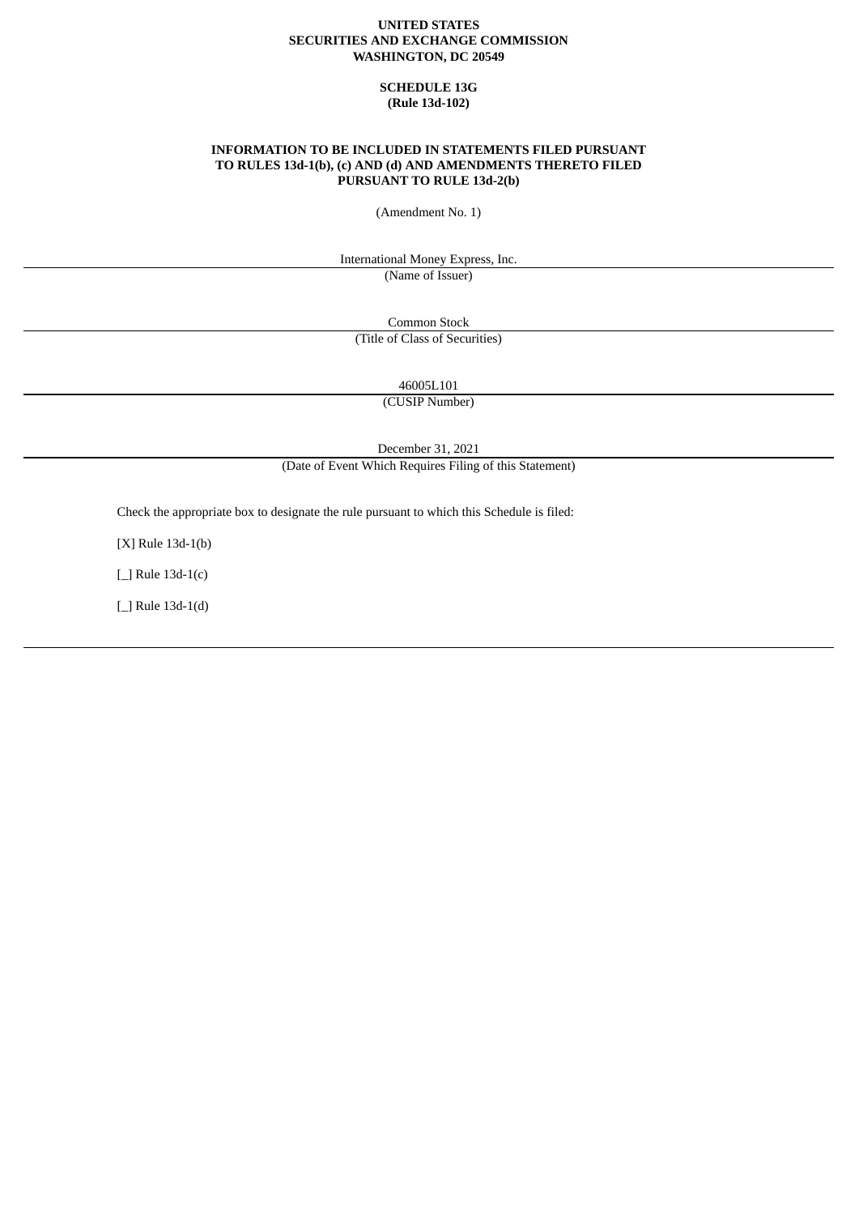**UNITED STATES**
**SECURITIES AND EXCHANGE COMMISSION**
**WASHINGTON, DC 20549**

**SCHEDULE 13G**
**(Rule 13d-102)**

**INFORMATION TO BE INCLUDED IN STATEMENTS FILED PURSUANT TO RULES 13d-1(b), (c) AND (d) AND AMENDMENTS THERETO FILED PURSUANT TO RULE 13d-2(b)**

(Amendment No. 1)

International Money Express, Inc.
(Name of Issuer)

Common Stock
(Title of Class of Securities)

46005L101
(CUSIP Number)

December 31, 2021
(Date of Event Which Requires Filing of this Statement)

Check the appropriate box to designate the rule pursuant to which this Schedule is filed:

[X] Rule 13d-1(b)

[_] Rule 13d-1(c)

[_] Rule 13d-1(d)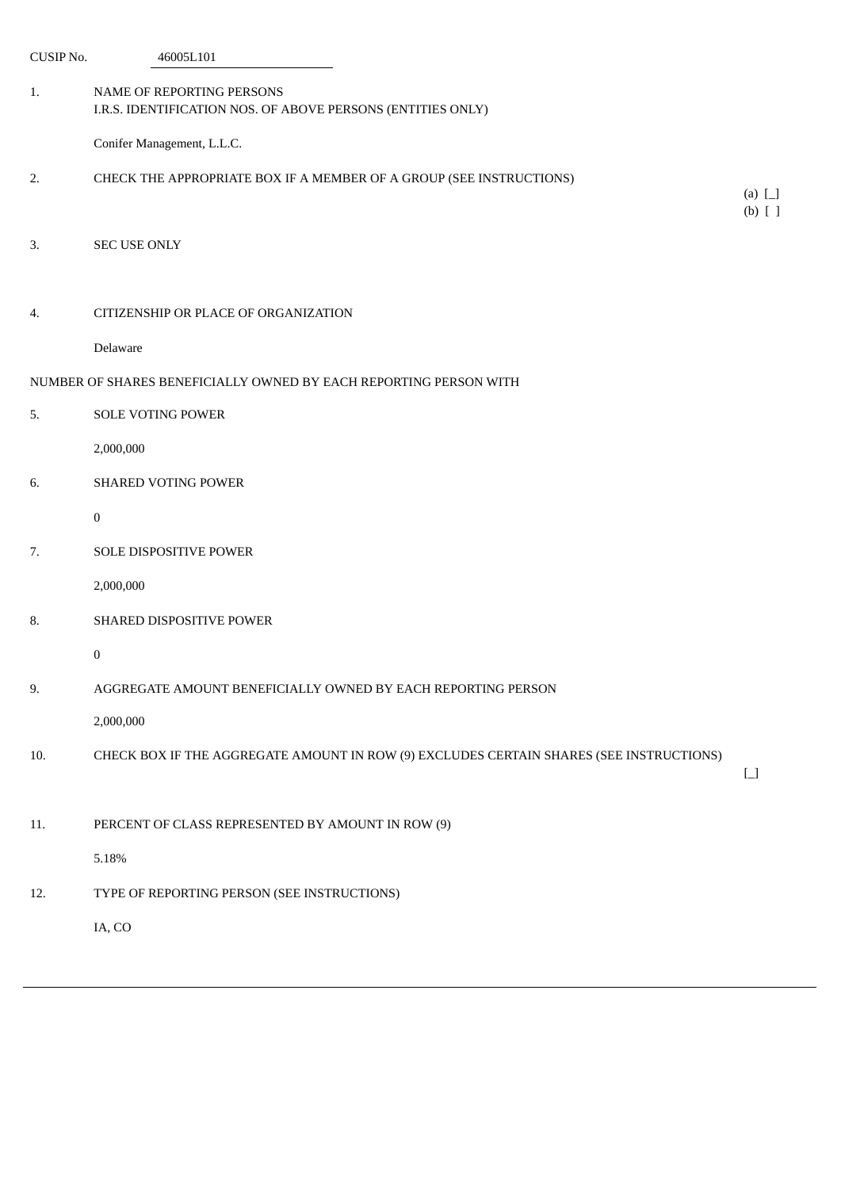CUSIP No. 46005L101

1. NAME OF REPORTING PERSONS
I.R.S. IDENTIFICATION NOS. OF ABOVE PERSONS (ENTITIES ONLY)

Conifer Management, L.L.C.

2. CHECK THE APPROPRIATE BOX IF A MEMBER OF A GROUP (SEE INSTRUCTIONS)

(a) [_]
(b) [ ]

3. SEC USE ONLY

4. CITIZENSHIP OR PLACE OF ORGANIZATION

Delaware

NUMBER OF SHARES BENEFICIALLY OWNED BY EACH REPORTING PERSON WITH

5. SOLE VOTING POWER

2,000,000

6. SHARED VOTING POWER

0

7. SOLE DISPOSITIVE POWER

2,000,000

8. SHARED DISPOSITIVE POWER

0

9. AGGREGATE AMOUNT BENEFICIALLY OWNED BY EACH REPORTING PERSON

2,000,000

10. CHECK BOX IF THE AGGREGATE AMOUNT IN ROW (9) EXCLUDES CERTAIN SHARES (SEE INSTRUCTIONS)

[_]

11. PERCENT OF CLASS REPRESENTED BY AMOUNT IN ROW (9)

5.18%

12. TYPE OF REPORTING PERSON (SEE INSTRUCTIONS)

IA, CO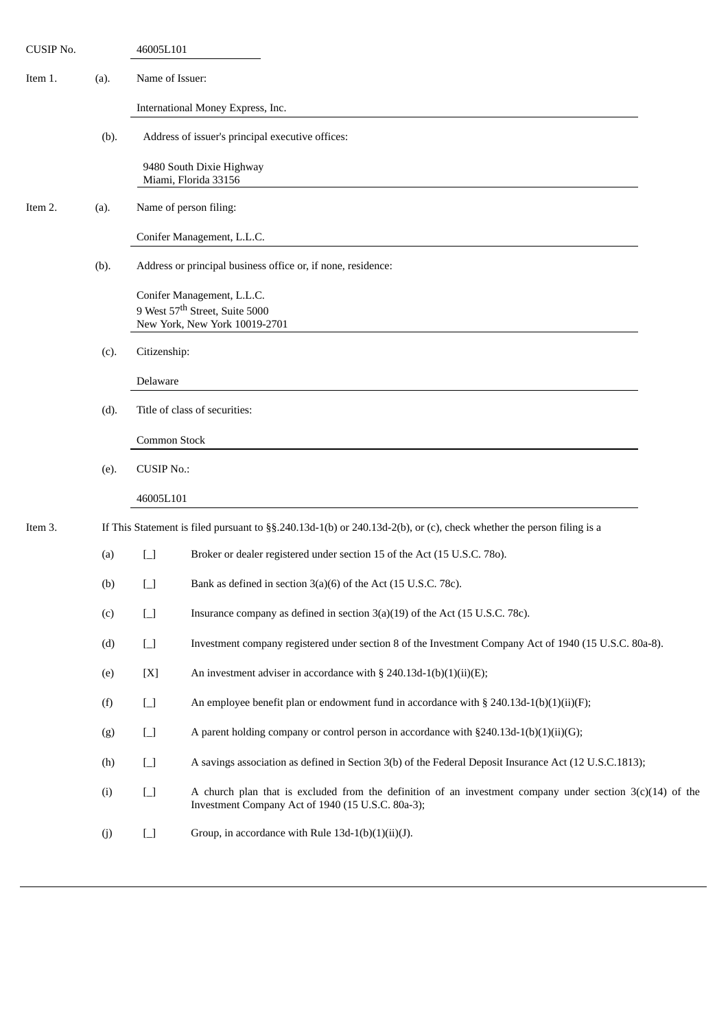CUSIP No. 46005L101

Item 1. (a). Name of Issuer:

International Money Express, Inc.

(b). Address of issuer's principal executive offices:

9480 South Dixie Highway
Miami, Florida 33156

Item 2. (a). Name of person filing:

Conifer Management, L.L.C.

(b). Address or principal business office or, if none, residence:

Conifer Management, L.L.C.
9 West 57th Street, Suite 5000
New York, New York 10019-2701

(c). Citizenship:

Delaware

(d). Title of class of securities:

Common Stock

(e). CUSIP No.:

46005L101

Item 3. If This Statement is filed pursuant to §§.240.13d-1(b) or 240.13d-2(b), or (c), check whether the person filing is a

(a) [_] Broker or dealer registered under section 15 of the Act (15 U.S.C. 78o).

(b) [_] Bank as defined in section 3(a)(6) of the Act (15 U.S.C. 78c).

(c) [_] Insurance company as defined in section 3(a)(19) of the Act (15 U.S.C. 78c).

(d) [_] Investment company registered under section 8 of the Investment Company Act of 1940 (15 U.S.C. 80a-8).

(e) [X] An investment adviser in accordance with § 240.13d-1(b)(1)(ii)(E);

(f) [_] An employee benefit plan or endowment fund in accordance with § 240.13d-1(b)(1)(ii)(F);

(g) [_] A parent holding company or control person in accordance with §240.13d-1(b)(1)(ii)(G);

(h) [_] A savings association as defined in Section 3(b) of the Federal Deposit Insurance Act (12 U.S.C.1813);

(i) [_] A church plan that is excluded from the definition of an investment company under section 3(c)(14) of the Investment Company Act of 1940 (15 U.S.C. 80a-3);

(j) [_] Group, in accordance with Rule 13d-1(b)(1)(ii)(J).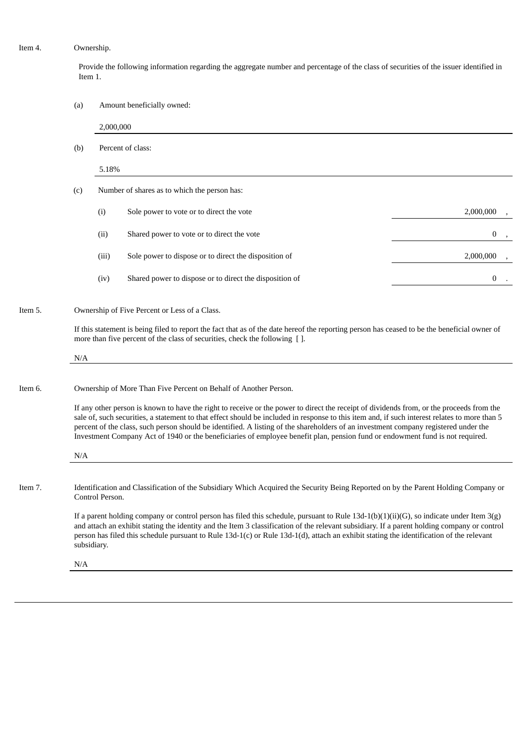Item 4. Ownership.

Provide the following information regarding the aggregate number and percentage of the class of securities of the issuer identified in Item 1.

(a) Amount beneficially owned:

2,000,000

(b) Percent of class:

5.18%

(c) Number of shares as to which the person has:

| | | |
|---|---|---|
| (i) | Sole power to vote or to direct the vote | 2,000,000 , |
| (ii) | Shared power to vote or to direct the vote | 0 , |
| (iii) | Sole power to dispose or to direct the disposition of | 2,000,000 , |
| (iv) | Shared power to dispose or to direct the disposition of | 0 . |

Item 5. Ownership of Five Percent or Less of a Class.

If this statement is being filed to report the fact that as of the date hereof the reporting person has ceased to be the beneficial owner of more than five percent of the class of securities, check the following [ ].

N/A

Item 6. Ownership of More Than Five Percent on Behalf of Another Person.

If any other person is known to have the right to receive or the power to direct the receipt of dividends from, or the proceeds from the sale of, such securities, a statement to that effect should be included in response to this item and, if such interest relates to more than 5 percent of the class, such person should be identified. A listing of the shareholders of an investment company registered under the Investment Company Act of 1940 or the beneficiaries of employee benefit plan, pension fund or endowment fund is not required.

N/A

Item 7. Identification and Classification of the Subsidiary Which Acquired the Security Being Reported on by the Parent Holding Company or Control Person.

If a parent holding company or control person has filed this schedule, pursuant to Rule 13d-1(b)(1)(ii)(G), so indicate under Item 3(g) and attach an exhibit stating the identity and the Item 3 classification of the relevant subsidiary. If a parent holding company or control person has filed this schedule pursuant to Rule 13d-1(c) or Rule 13d-1(d), attach an exhibit stating the identification of the relevant subsidiary.

N/A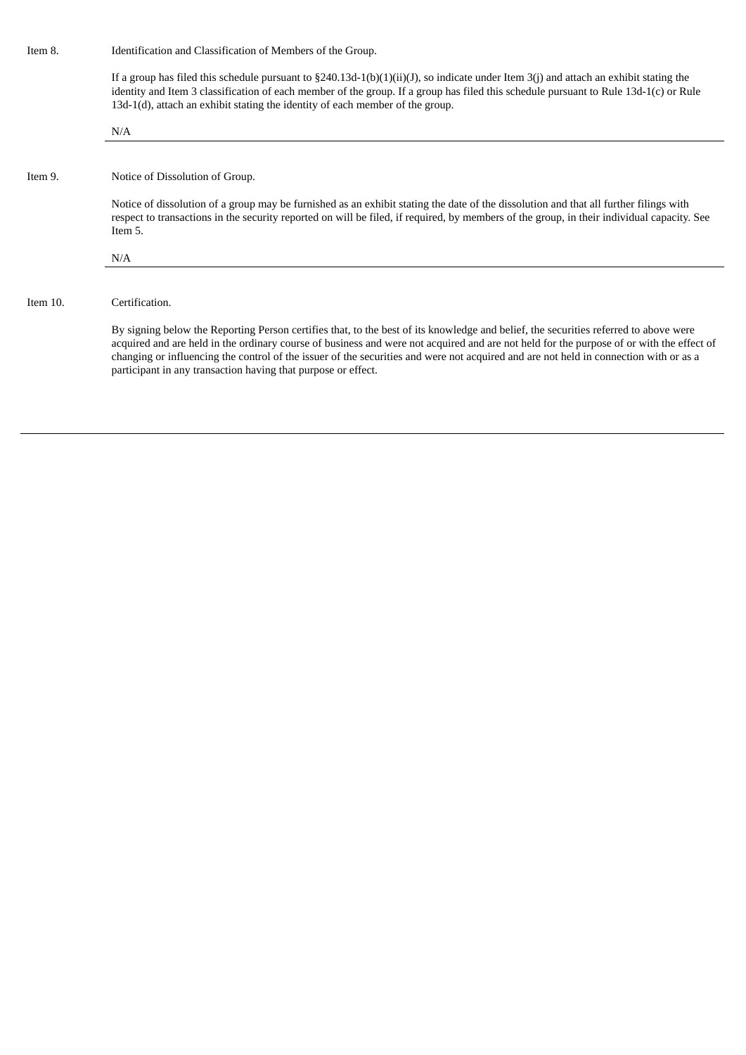Item 8. Identification and Classification of Members of the Group.

If a group has filed this schedule pursuant to §240.13d-1(b)(1)(ii)(J), so indicate under Item 3(j) and attach an exhibit stating the identity and Item 3 classification of each member of the group. If a group has filed this schedule pursuant to Rule 13d-1(c) or Rule 13d-1(d), attach an exhibit stating the identity of each member of the group.

N/A

---

Item 9. Notice of Dissolution of Group.

Notice of dissolution of a group may be furnished as an exhibit stating the date of the dissolution and that all further filings with respect to transactions in the security reported on will be filed, if required, by members of the group, in their individual capacity. See Item 5.

N/A

---

Item 10. Certification.

By signing below the Reporting Person certifies that, to the best of its knowledge and belief, the securities referred to above were acquired and are held in the ordinary course of business and were not acquired and are not held for the purpose of or with the effect of changing or influencing the control of the issuer of the securities and were not acquired and are not held in connection with or as a participant in any transaction having that purpose or effect.

---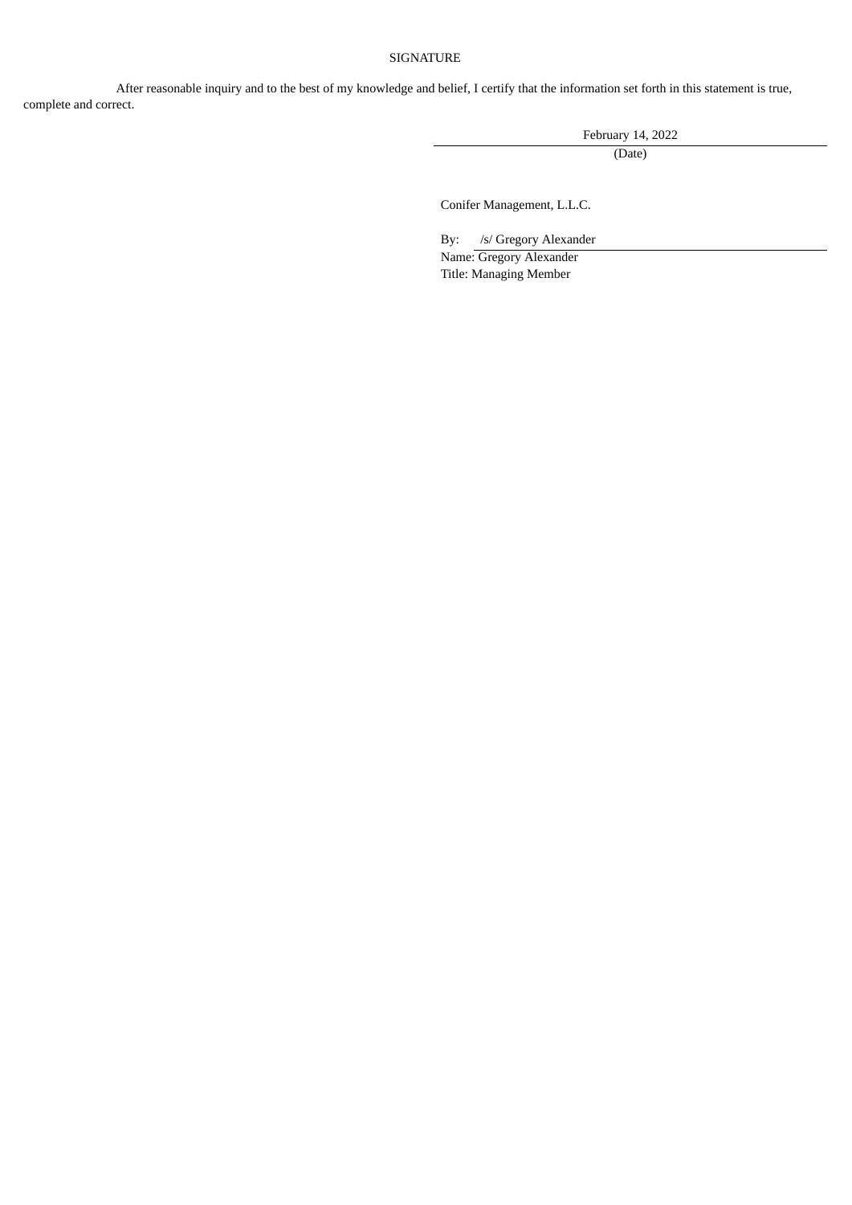SIGNATURE

After reasonable inquiry and to the best of my knowledge and belief, I certify that the information set forth in this statement is true, complete and correct.

February 14, 2022

(Date)

Conifer Management, L.L.C.

By: /s/ Gregory Alexander

Name: Gregory Alexander

Title: Managing Member